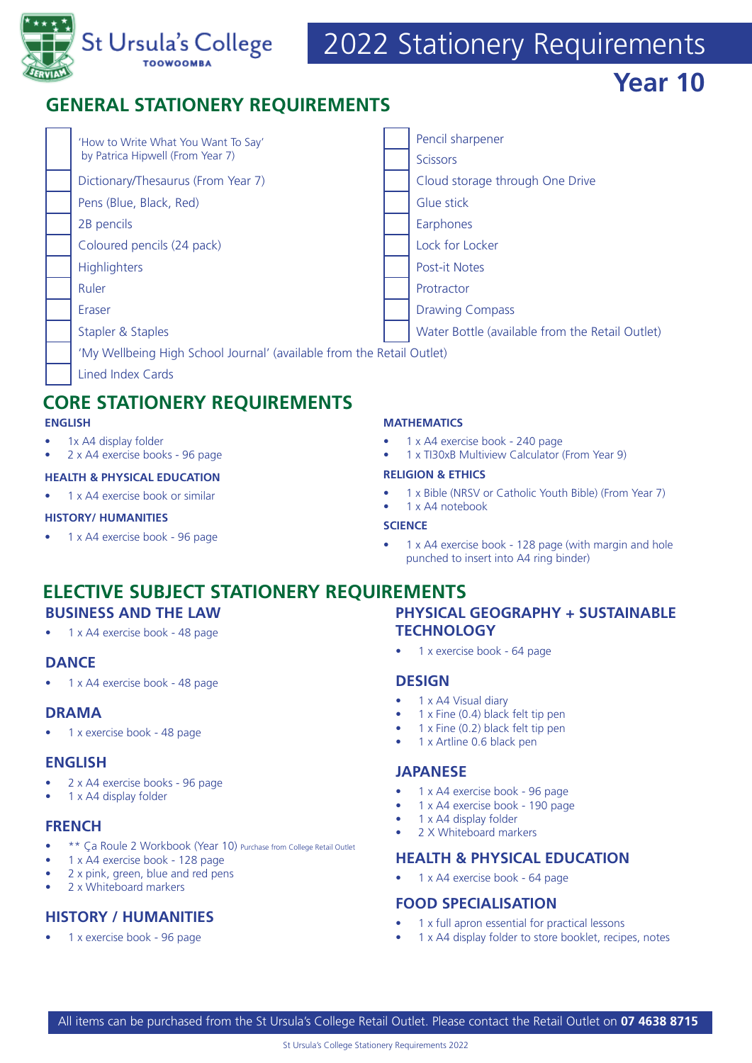St Ursula's College
TOOWOOMBA

# 2022 Stationery Requirements

## Year 10

## GENERAL STATIONERY REQUIREMENTS

- 'How to Write What You Want To Say' by Patrica Hipwell (From Year 7)
- Dictionary/Thesaurus (From Year 7)
- Pens (Blue, Black, Red)
- 2B pencils
- Coloured pencils (24 pack)
- Highlighters
- Ruler
- Eraser
- Stapler & Staples
- 'My Wellbeing High School Journal' (available from the Retail Outlet)
- Lined Index Cards
- Pencil sharpener
- Scissors
- Cloud storage through One Drive
- Glue stick
- Earphones
- Lock for Locker
- Post-it Notes
- Protractor
- Drawing Compass
- Water Bottle (available from the Retail Outlet)

## CORE STATIONERY REQUIREMENTS

### ENGLISH

- 1x A4 display folder
- 2 x A4 exercise books - 96 page

### HEALTH & PHYSICAL EDUCATION

- 1 x A4 exercise book or similar

### HISTORY/ HUMANITIES

- 1 x A4 exercise book - 96 page

### MATHEMATICS

- 1 x A4 exercise book - 240 page
- 1 x TI30xB Multiview Calculator (From Year 9)

### RELIGION & ETHICS

- 1 x Bible (NRSV or Catholic Youth Bible) (From Year 7)
- 1 x A4 notebook

### SCIENCE

- 1 x A4 exercise book - 128 page (with margin and hole punched to insert into A4 ring binder)

## ELECTIVE SUBJECT STATIONERY REQUIREMENTS

### BUSINESS AND THE LAW

- 1 x A4 exercise book - 48 page

### DANCE

- 1 x A4 exercise book - 48 page

### DRAMA

- 1 x exercise book - 48 page

### ENGLISH

- 2 x A4 exercise books - 96 page
- 1 x A4 display folder

### FRENCH

- ** Ça Roule 2 Workbook (Year 10) Purchase from College Retail Outlet
- 1 x A4 exercise book - 128 page
- 2 x pink, green, blue and red pens
- 2 x Whiteboard markers

### HISTORY / HUMANITIES

- 1 x exercise book - 96 page

### PHYSICAL GEOGRAPHY + SUSTAINABLE TECHNOLOGY

- 1 x exercise book - 64 page

### DESIGN

- 1 x A4 Visual diary
- 1 x Fine (0.4) black felt tip pen
- 1 x Fine (0.2) black felt tip pen
- 1 x Artline 0.6 black pen

### JAPANESE

- 1 x A4 exercise book - 96 page
- 1 x A4 exercise book - 190 page
- 1 x A4 display folder
- 2 X Whiteboard markers

### HEALTH & PHYSICAL EDUCATION

- 1 x A4 exercise book - 64 page

### FOOD SPECIALISATION

- 1 x full apron essential for practical lessons
- 1 x A4 display folder to store booklet, recipes, notes

All items can be purchased from the St Ursula's College Retail Outlet. Please contact the Retail Outlet on **07 4638 8715**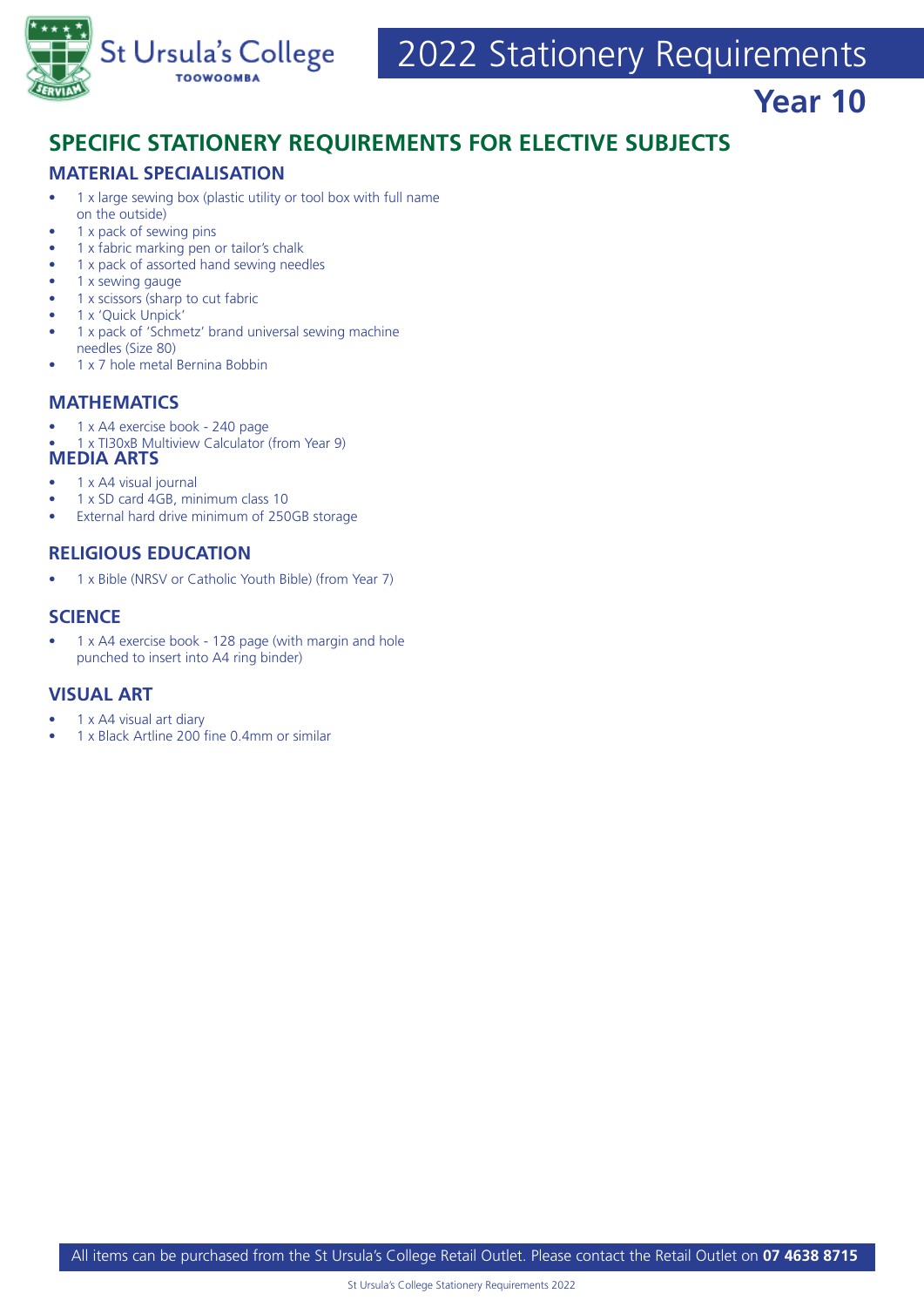# 2022 Stationery Requirements

## Year 10

## SPECIFIC STATIONERY REQUIREMENTS FOR ELECTIVE SUBJECTS

### MATERIAL SPECIALISATION

- 1 x large sewing box (plastic utility or tool box with full name on the outside)
- 1 x pack of sewing pins
- 1 x fabric marking pen or tailor's chalk
- 1 x pack of assorted hand sewing needles
- 1 x sewing gauge
- 1 x scissors (sharp to cut fabric
- 1 x 'Quick Unpick'
- 1 x pack of 'Schmetz' brand universal sewing machine needles (Size 80)
- 1 x 7 hole metal Bernina Bobbin

### MATHEMATICS

- 1 x A4 exercise book - 240 page
- 1 x TI30xB Multiview Calculator (from Year 9)

### MEDIA ARTS

- 1 x A4 visual journal
- 1 x SD card 4GB, minimum class 10
- External hard drive minimum of 250GB storage

### RELIGIOUS EDUCATION

- 1 x Bible (NRSV or Catholic Youth Bible) (from Year 7)

### SCIENCE

- 1 x A4 exercise book - 128 page (with margin and hole punched to insert into A4 ring binder)

### VISUAL ART

- 1 x A4 visual art diary
- 1 x Black Artline 200 fine 0.4mm or similar

All items can be purchased from the St Ursula's College Retail Outlet. Please contact the Retail Outlet on **07 4638 8715**